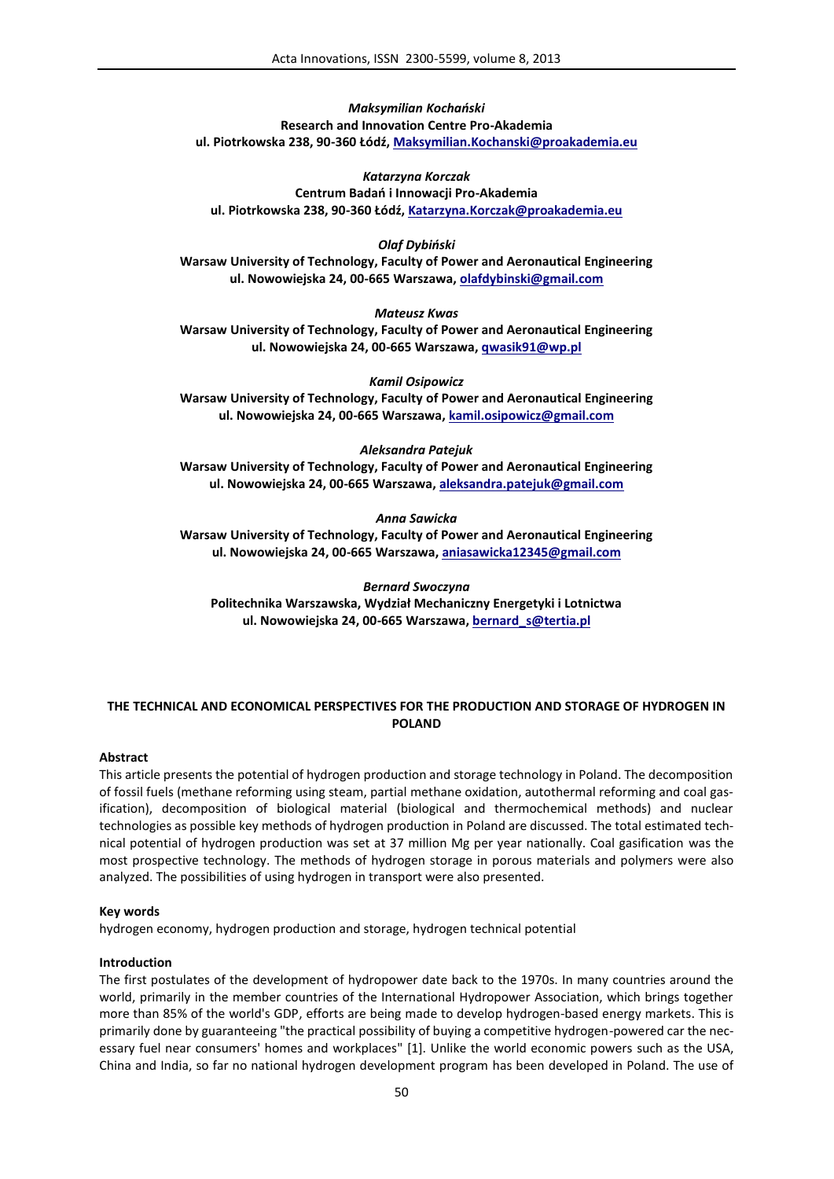*Maksymilian Kochański*
**Research and Innovation Centre Pro-Akademia**
**ul. Piotrkowska 238, 90-360 Łódź, Maksymilian.Kochanski@proakademia.eu**

*Katarzyna Korczak*
**Centrum Badań i Innowacji Pro-Akademia**
**ul. Piotrkowska 238, 90-360 Łódź, Katarzyna.Korczak@proakademia.eu**

*Olaf Dybiński*
**Warsaw University of Technology, Faculty of Power and Aeronautical Engineering**
**ul. Nowowiejska 24, 00-665 Warszawa, olafdybinski@gmail.com**

*Mateusz Kwas*
**Warsaw University of Technology, Faculty of Power and Aeronautical Engineering**
**ul. Nowowiejska 24, 00-665 Warszawa, qwasik91@wp.pl**

*Kamil Osipowicz*
**Warsaw University of Technology, Faculty of Power and Aeronautical Engineering**
**ul. Nowowiejska 24, 00-665 Warszawa, kamil.osipowicz@gmail.com**

*Aleksandra Patejuk*
**Warsaw University of Technology, Faculty of Power and Aeronautical Engineering**
**ul. Nowowiejska 24, 00-665 Warszawa, aleksandra.patejuk@gmail.com**

*Anna Sawicka*
**Warsaw University of Technology, Faculty of Power and Aeronautical Engineering**
**ul. Nowowiejska 24, 00-665 Warszawa, aniasawicka12345@gmail.com**

*Bernard Swoczyna*
**Politechnika Warszawska, Wydział Mechaniczny Energetyki i Lotnictwa**
**ul. Nowowiejska 24, 00-665 Warszawa, bernard_s@tertia.pl**

# THE TECHNICAL AND ECONOMICAL PERSPECTIVES FOR THE PRODUCTION AND STORAGE OF HYDROGEN IN POLAND

## Abstract

This article presents the potential of hydrogen production and storage technology in Poland. The decomposition of fossil fuels (methane reforming using steam, partial methane oxidation, autothermal reforming and coal gasification), decomposition of biological material (biological and thermochemical methods) and nuclear technologies as possible key methods of hydrogen production in Poland are discussed. The total estimated technical potential of hydrogen production was set at 37 million Mg per year nationally. Coal gasification was the most prospective technology. The methods of hydrogen storage in porous materials and polymers were also analyzed. The possibilities of using hydrogen in transport were also presented.

## Key words

hydrogen economy, hydrogen production and storage, hydrogen technical potential

## Introduction

The first postulates of the development of hydropower date back to the 1970s. In many countries around the world, primarily in the member countries of the International Hydropower Association, which brings together more than 85% of the world's GDP, efforts are being made to develop hydrogen-based energy markets. This is primarily done by guaranteeing "the practical possibility of buying a competitive hydrogen-powered car the necessary fuel near consumers' homes and workplaces" [1]. Unlike the world economic powers such as the USA, China and India, so far no national hydrogen development program has been developed in Poland. The use of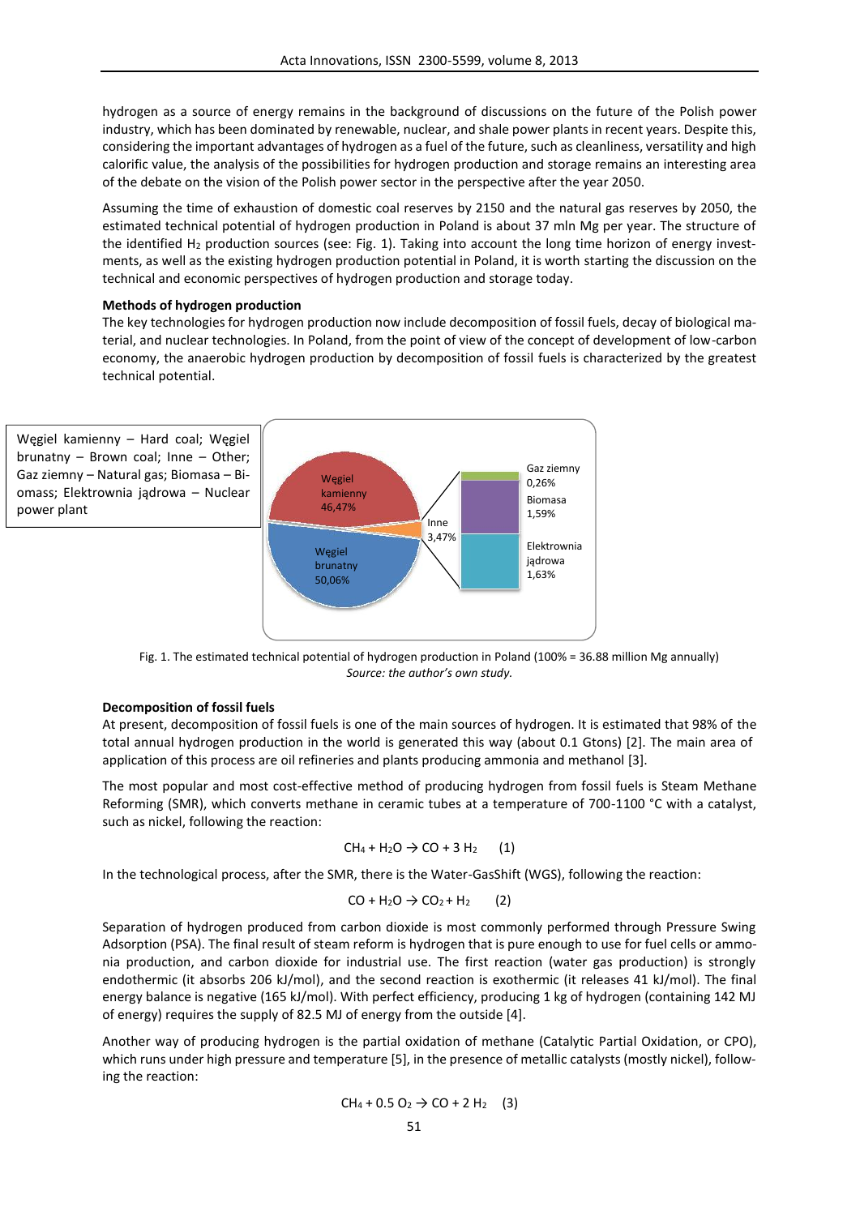hydrogen as a source of energy remains in the background of discussions on the future of the Polish power industry, which has been dominated by renewable, nuclear, and shale power plants in recent years. Despite this, considering the important advantages of hydrogen as a fuel of the future, such as cleanliness, versatility and high calorific value, the analysis of the possibilities for hydrogen production and storage remains an interesting area of the debate on the vision of the Polish power sector in the perspective after the year 2050.

Assuming the time of exhaustion of domestic coal reserves by 2150 and the natural gas reserves by 2050, the estimated technical potential of hydrogen production in Poland is about 37 mln Mg per year. The structure of the identified $H_2$ production sources (see: Fig. 1). Taking into account the long time horizon of energy investments, as well as the existing hydrogen production potential in Poland, it is worth starting the discussion on the technical and economic perspectives of hydrogen production and storage today.

### Methods of hydrogen production

The key technologies for hydrogen production now include decomposition of fossil fuels, decay of biological material, and nuclear technologies. In Poland, from the point of view of the concept of development of low-carbon economy, the anaerobic hydrogen production by decomposition of fossil fuels is characterized by the greatest technical potential.

Węgiel kamienny – Hard coal; Węgiel brunatny – Brown coal; Inne – Other; Gaz ziemny – Natural gas; Biomasa – Biomass; Elektrownia jądrowa – Nuclear power plant

Węgiel kamienny 46,47%; Węgiel brunatny 50,06%; Inne 3,47%; Gaz ziemny 0,26%; Biomasa 1,59%; Elektrownia jądrowa 1,63%

Fig. 1. The estimated technical potential of hydrogen production in Poland (100% = 36.88 million Mg annually)
*Source: the author's own study.*

### Decomposition of fossil fuels

At present, decomposition of fossil fuels is one of the main sources of hydrogen. It is estimated that 98% of the total annual hydrogen production in the world is generated this way (about 0.1 Gtons) [2]. The main area of application of this process are oil refineries and plants producing ammonia and methanol [3].

The most popular and most cost-effective method of producing hydrogen from fossil fuels is Steam Methane Reforming (SMR), which converts methane in ceramic tubes at a temperature of 700-1100 °C with a catalyst, such as nickel, following the reaction:

$$CH_4 + H_2O \rightarrow CO + 3\,H_2 \quad (1)$$

In the technological process, after the SMR, there is the Water-GasShift (WGS), following the reaction:

$$CO + H_2O \rightarrow CO_2 + H_2 \quad (2)$$

Separation of hydrogen produced from carbon dioxide is most commonly performed through Pressure Swing Adsorption (PSA). The final result of steam reform is hydrogen that is pure enough to use for fuel cells or ammonia production, and carbon dioxide for industrial use. The first reaction (water gas production) is strongly endothermic (it absorbs 206 kJ/mol), and the second reaction is exothermic (it releases 41 kJ/mol). The final energy balance is negative (165 kJ/mol). With perfect efficiency, producing 1 kg of hydrogen (containing 142 MJ of energy) requires the supply of 82.5 MJ of energy from the outside [4].

Another way of producing hydrogen is the partial oxidation of methane (Catalytic Partial Oxidation, or CPO), which runs under high pressure and temperature [5], in the presence of metallic catalysts (mostly nickel), following the reaction:

$$CH_4 + 0.5\,O_2 \rightarrow CO + 2\,H_2 \quad (3)$$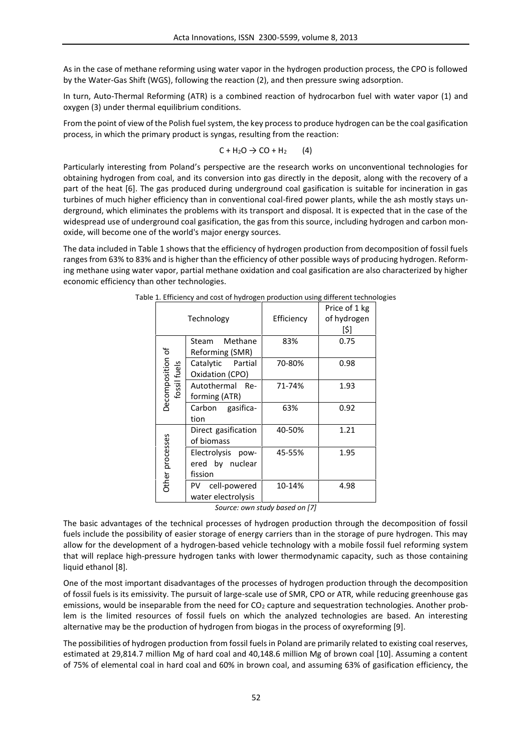As in the case of methane reforming using water vapor in the hydrogen production process, the CPO is followed by the Water-Gas Shift (WGS), following the reaction (2), and then pressure swing adsorption.

In turn, Auto-Thermal Reforming (ATR) is a combined reaction of hydrocarbon fuel with water vapor (1) and oxygen (3) under thermal equilibrium conditions.

From the point of view of the Polish fuel system, the key process to produce hydrogen can be the coal gasification process, in which the primary product is syngas, resulting from the reaction:

$$C + H_2O \rightarrow CO + H_2 \qquad (4)$$

Particularly interesting from Poland's perspective are the research works on unconventional technologies for obtaining hydrogen from coal, and its conversion into gas directly in the deposit, along with the recovery of a part of the heat [6]. The gas produced during underground coal gasification is suitable for incineration in gas turbines of much higher efficiency than in conventional coal-fired power plants, while the ash mostly stays underground, which eliminates the problems with its transport and disposal. It is expected that in the case of the widespread use of underground coal gasification, the gas from this source, including hydrogen and carbon monoxide, will become one of the world's major energy sources.

The data included in Table 1 shows that the efficiency of hydrogen production from decomposition of fossil fuels ranges from 63% to 83% and is higher than the efficiency of other possible ways of producing hydrogen. Reforming methane using water vapor, partial methane oxidation and coal gasification are also characterized by higher economic efficiency than other technologies.

Table 1. Efficiency and cost of hydrogen production using different technologies

| Technology | | Efficiency | Price of 1 kg of hydrogen [$] |
|---|---|---|---|
| Decomposition of fossil fuels | Steam Methane Reforming (SMR) | 83% | 0.75 |
| | Catalytic Partial Oxidation (CPO) | 70-80% | 0.98 |
| | Autothermal Reforming (ATR) | 71-74% | 1.93 |
| | Carbon gasification | 63% | 0.92 |
| Other processes | Direct gasification of biomass | 40-50% | 1.21 |
| | Electrolysis powered by nuclear fission | 45-55% | 1.95 |
| | PV cell-powered water electrolysis | 10-14% | 4.98 |

*Source: own study based on [7]*

The basic advantages of the technical processes of hydrogen production through the decomposition of fossil fuels include the possibility of easier storage of energy carriers than in the storage of pure hydrogen. This may allow for the development of a hydrogen-based vehicle technology with a mobile fossil fuel reforming system that will replace high-pressure hydrogen tanks with lower thermodynamic capacity, such as those containing liquid ethanol [8].

One of the most important disadvantages of the processes of hydrogen production through the decomposition of fossil fuels is its emissivity. The pursuit of large-scale use of SMR, CPO or ATR, while reducing greenhouse gas emissions, would be inseparable from the need for $CO_2$ capture and sequestration technologies. Another problem is the limited resources of fossil fuels on which the analyzed technologies are based. An interesting alternative may be the production of hydrogen from biogas in the process of oxyreforming [9].

The possibilities of hydrogen production from fossil fuels in Poland are primarily related to existing coal reserves, estimated at 29,814.7 million Mg of hard coal and 40,148.6 million Mg of brown coal [10]. Assuming a content of 75% of elemental coal in hard coal and 60% in brown coal, and assuming 63% of gasification efficiency, the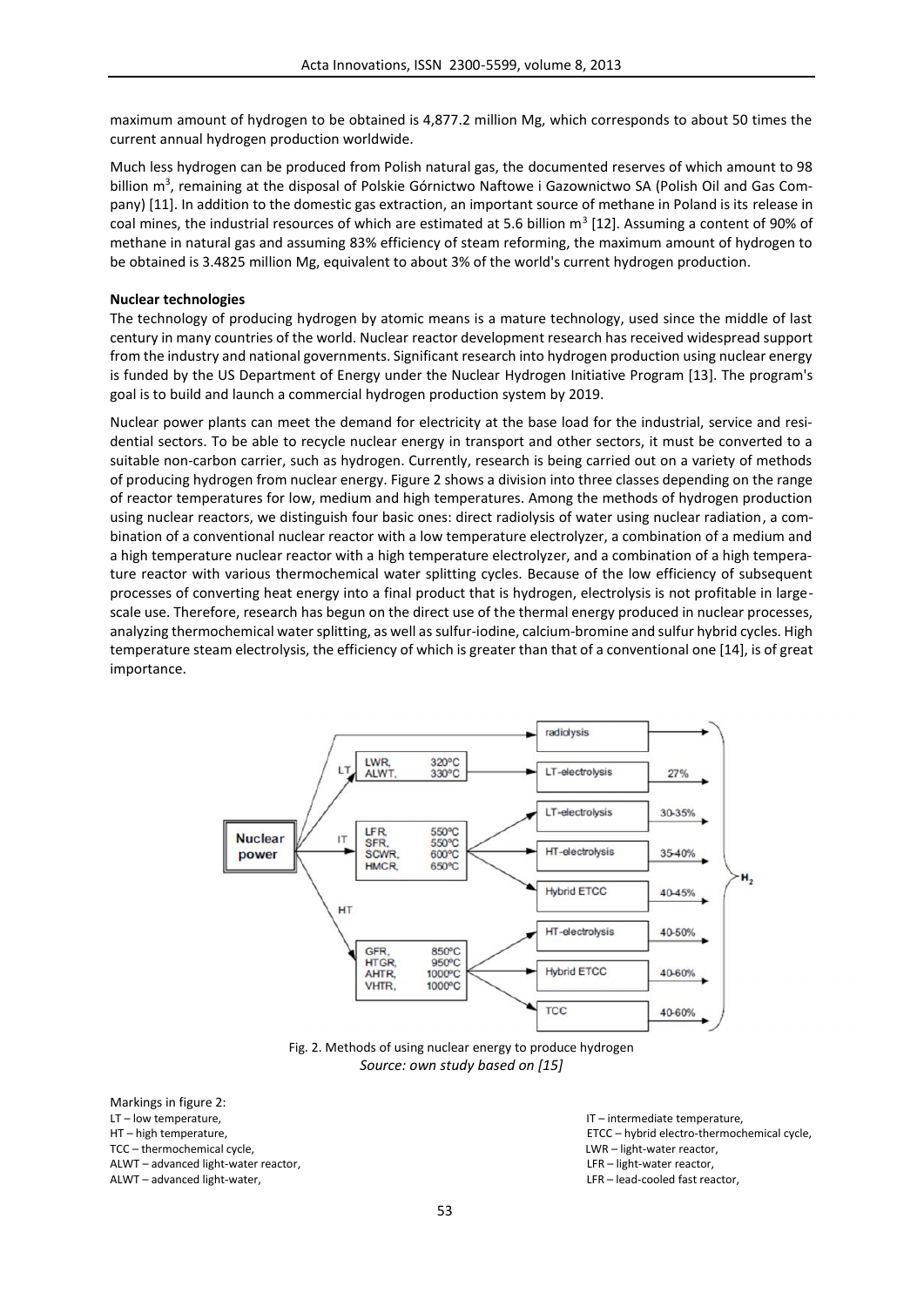maximum amount of hydrogen to be obtained is 4,877.2 million Mg, which corresponds to about 50 times the current annual hydrogen production worldwide.

Much less hydrogen can be produced from Polish natural gas, the documented reserves of which amount to 98 billion $m^3$, remaining at the disposal of Polskie Górnictwo Naftowe i Gazownictwo SA (Polish Oil and Gas Company) [11]. In addition to the domestic gas extraction, an important source of methane in Poland is its release in coal mines, the industrial resources of which are estimated at 5.6 billion $m^3$ [12]. Assuming a content of 90% of methane in natural gas and assuming 83% efficiency of steam reforming, the maximum amount of hydrogen to be obtained is 3.4825 million Mg, equivalent to about 3% of the world's current hydrogen production.

**Nuclear technologies**

The technology of producing hydrogen by atomic means is a mature technology, used since the middle of last century in many countries of the world. Nuclear reactor development research has received widespread support from the industry and national governments. Significant research into hydrogen production using nuclear energy is funded by the US Department of Energy under the Nuclear Hydrogen Initiative Program [13]. The program's goal is to build and launch a commercial hydrogen production system by 2019.

Nuclear power plants can meet the demand for electricity at the base load for the industrial, service and residential sectors. To be able to recycle nuclear energy in transport and other sectors, it must be converted to a suitable non-carbon carrier, such as hydrogen. Currently, research is being carried out on a variety of methods of producing hydrogen from nuclear energy. Figure 2 shows a division into three classes depending on the range of reactor temperatures for low, medium and high temperatures. Among the methods of hydrogen production using nuclear reactors, we distinguish four basic ones: direct radiolysis of water using nuclear radiation, a combination of a conventional nuclear reactor with a low temperature electrolyzer, a combination of a medium and a high temperature nuclear reactor with a high temperature electrolyzer, and a combination of a high temperature reactor with various thermochemical water splitting cycles. Because of the low efficiency of subsequent processes of converting heat energy into a final product that is hydrogen, electrolysis is not profitable in large-scale use. Therefore, research has begun on the direct use of the thermal energy produced in nuclear processes, analyzing thermochemical water splitting, as well as sulfur-iodine, calcium-bromine and sulfur hybrid cycles. High temperature steam electrolysis, the efficiency of which is greater than that of a conventional one [14], is of great importance.

Fig. 2. Methods of using nuclear energy to produce hydrogen
*Source: own study based on [15]*

Markings in figure 2:
LT – low temperature,
IT – intermediate temperature,
HT – high temperature,
ETCC – hybrid electro-thermochemical cycle,
TCC – thermochemical cycle,
LWR – light-water reactor,
ALWT – advanced light-water reactor,
LFR – light-water reactor,
ALWT – advanced light-water,
LFR – lead-cooled fast reactor,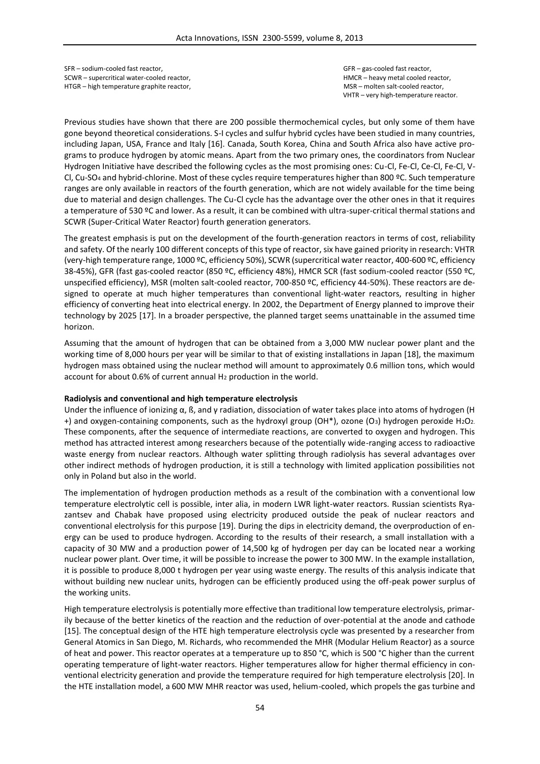SFR – sodium-cooled fast reactor,
SCWR – supercritical water-cooled reactor,
HTGR – high temperature graphite reactor,
GFR – gas-cooled fast reactor,
HMCR – heavy metal cooled reactor,
MSR – molten salt-cooled reactor,
VHTR – very high-temperature reactor.

Previous studies have shown that there are 200 possible thermochemical cycles, but only some of them have gone beyond theoretical considerations. S-I cycles and sulfur hybrid cycles have been studied in many countries, including Japan, USA, France and Italy [16]. Canada, South Korea, China and South Africa also have active programs to produce hydrogen by atomic means. Apart from the two primary ones, the coordinators from Nuclear Hydrogen Initiative have described the following cycles as the most promising ones: Cu-Cl, Fe-Cl, Ce-Cl, Fe-Cl, V-Cl, Cu-$SO_4$ and hybrid-chlorine. Most of these cycles require temperatures higher than 800 ºC. Such temperature ranges are only available in reactors of the fourth generation, which are not widely available for the time being due to material and design challenges. The Cu-Cl cycle has the advantage over the other ones in that it requires a temperature of 530 ºC and lower. As a result, it can be combined with ultra-super-critical thermal stations and SCWR (Super-Critical Water Reactor) fourth generation generators.

The greatest emphasis is put on the development of the fourth-generation reactors in terms of cost, reliability and safety. Of the nearly 100 different concepts of this type of reactor, six have gained priority in research: VHTR (very-high temperature range, 1000 ºC, efficiency 50%), SCWR (supercritical water reactor, 400-600 ºC, efficiency 38-45%), GFR (fast gas-cooled reactor (850 ºC, efficiency 48%), HMCR SCR (fast sodium-cooled reactor (550 ºC, unspecified efficiency), MSR (molten salt-cooled reactor, 700-850 ºC, efficiency 44-50%). These reactors are designed to operate at much higher temperatures than conventional light-water reactors, resulting in higher efficiency of converting heat into electrical energy. In 2002, the Department of Energy planned to improve their technology by 2025 [17]. In a broader perspective, the planned target seems unattainable in the assumed time horizon.

Assuming that the amount of hydrogen that can be obtained from a 3,000 MW nuclear power plant and the working time of 8,000 hours per year will be similar to that of existing installations in Japan [18], the maximum hydrogen mass obtained using the nuclear method will amount to approximately 0.6 million tons, which would account for about 0.6% of current annual $H_2$ production in the world.

**Radiolysis and conventional and high temperature electrolysis**

Under the influence of ionizing α, ß, and γ radiation, dissociation of water takes place into atoms of hydrogen (H +) and oxygen-containing components, such as the hydroxyl group (OH*), ozone ($O_3$) hydrogen peroxide $H_2O_2$. These components, after the sequence of intermediate reactions, are converted to oxygen and hydrogen. This method has attracted interest among researchers because of the potentially wide-ranging access to radioactive waste energy from nuclear reactors. Although water splitting through radiolysis has several advantages over other indirect methods of hydrogen production, it is still a technology with limited application possibilities not only in Poland but also in the world.

The implementation of hydrogen production methods as a result of the combination with a conventional low temperature electrolytic cell is possible, inter alia, in modern LWR light-water reactors. Russian scientists Ryazantsev and Chabak have proposed using electricity produced outside the peak of nuclear reactors and conventional electrolysis for this purpose [19]. During the dips in electricity demand, the overproduction of energy can be used to produce hydrogen. According to the results of their research, a small installation with a capacity of 30 MW and a production power of 14,500 kg of hydrogen per day can be located near a working nuclear power plant. Over time, it will be possible to increase the power to 300 MW. In the example installation, it is possible to produce 8,000 t hydrogen per year using waste energy. The results of this analysis indicate that without building new nuclear units, hydrogen can be efficiently produced using the off-peak power surplus of the working units.

High temperature electrolysis is potentially more effective than traditional low temperature electrolysis, primarily because of the better kinetics of the reaction and the reduction of over-potential at the anode and cathode [15]. The conceptual design of the HTE high temperature electrolysis cycle was presented by a researcher from General Atomics in San Diego, M. Richards, who recommended the MHR (Modular Helium Reactor) as a source of heat and power. This reactor operates at a temperature up to 850 °C, which is 500 °C higher than the current operating temperature of light-water reactors. Higher temperatures allow for higher thermal efficiency in conventional electricity generation and provide the temperature required for high temperature electrolysis [20]. In the HTE installation model, a 600 MW MHR reactor was used, helium-cooled, which propels the gas turbine and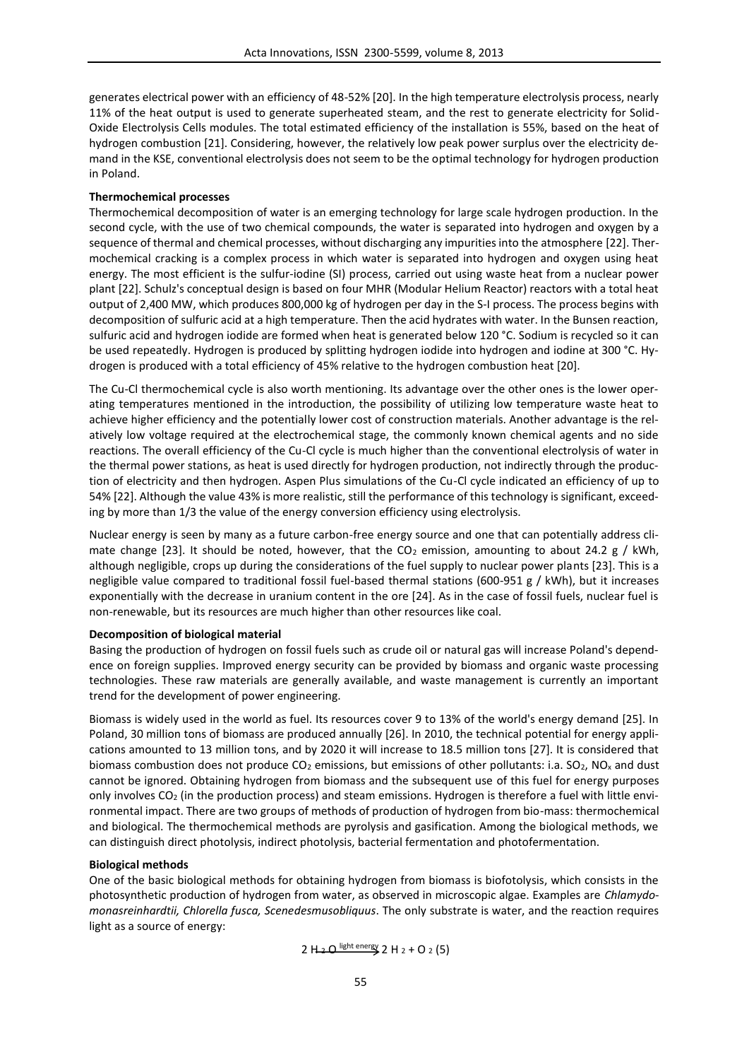generates electrical power with an efficiency of 48-52% [20]. In the high temperature electrolysis process, nearly 11% of the heat output is used to generate superheated steam, and the rest to generate electricity for Solid-Oxide Electrolysis Cells modules. The total estimated efficiency of the installation is 55%, based on the heat of hydrogen combustion [21]. Considering, however, the relatively low peak power surplus over the electricity demand in the KSE, conventional electrolysis does not seem to be the optimal technology for hydrogen production in Poland.

**Thermochemical processes**

Thermochemical decomposition of water is an emerging technology for large scale hydrogen production. In the second cycle, with the use of two chemical compounds, the water is separated into hydrogen and oxygen by a sequence of thermal and chemical processes, without discharging any impurities into the atmosphere [22]. Thermochemical cracking is a complex process in which water is separated into hydrogen and oxygen using heat energy. The most efficient is the sulfur-iodine (SI) process, carried out using waste heat from a nuclear power plant [22]. Schulz's conceptual design is based on four MHR (Modular Helium Reactor) reactors with a total heat output of 2,400 MW, which produces 800,000 kg of hydrogen per day in the S-I process. The process begins with decomposition of sulfuric acid at a high temperature. Then the acid hydrates with water. In the Bunsen reaction, sulfuric acid and hydrogen iodide are formed when heat is generated below 120 °C. Sodium is recycled so it can be used repeatedly. Hydrogen is produced by splitting hydrogen iodide into hydrogen and iodine at 300 °C. Hydrogen is produced with a total efficiency of 45% relative to the hydrogen combustion heat [20].

The Cu-Cl thermochemical cycle is also worth mentioning. Its advantage over the other ones is the lower operating temperatures mentioned in the introduction, the possibility of utilizing low temperature waste heat to achieve higher efficiency and the potentially lower cost of construction materials. Another advantage is the relatively low voltage required at the electrochemical stage, the commonly known chemical agents and no side reactions. The overall efficiency of the Cu-Cl cycle is much higher than the conventional electrolysis of water in the thermal power stations, as heat is used directly for hydrogen production, not indirectly through the production of electricity and then hydrogen. Aspen Plus simulations of the Cu-Cl cycle indicated an efficiency of up to 54% [22]. Although the value 43% is more realistic, still the performance of this technology is significant, exceeding by more than 1/3 the value of the energy conversion efficiency using electrolysis.

Nuclear energy is seen by many as a future carbon-free energy source and one that can potentially address climate change [23]. It should be noted, however, that the $CO_2$ emission, amounting to about 24.2 g / kWh, although negligible, crops up during the considerations of the fuel supply to nuclear power plants [23]. This is a negligible value compared to traditional fossil fuel-based thermal stations (600-951 g / kWh), but it increases exponentially with the decrease in uranium content in the ore [24]. As in the case of fossil fuels, nuclear fuel is non-renewable, but its resources are much higher than other resources like coal.

**Decomposition of biological material**

Basing the production of hydrogen on fossil fuels such as crude oil or natural gas will increase Poland's dependence on foreign supplies. Improved energy security can be provided by biomass and organic waste processing technologies. These raw materials are generally available, and waste management is currently an important trend for the development of power engineering.

Biomass is widely used in the world as fuel. Its resources cover 9 to 13% of the world's energy demand [25]. In Poland, 30 million tons of biomass are produced annually [26]. In 2010, the technical potential for energy applications amounted to 13 million tons, and by 2020 it will increase to 18.5 million tons [27]. It is considered that biomass combustion does not produce $CO_2$ emissions, but emissions of other pollutants: i.a. $SO_2$, $NO_x$ and dust cannot be ignored. Obtaining hydrogen from biomass and the subsequent use of this fuel for energy purposes only involves $CO_2$ (in the production process) and steam emissions. Hydrogen is therefore a fuel with little environmental impact. There are two groups of methods of production of hydrogen from bio-mass: thermochemical and biological. The thermochemical methods are pyrolysis and gasification. Among the biological methods, we can distinguish direct photolysis, indirect photolysis, bacterial fermentation and photofermentation.

**Biological methods**

One of the basic biological methods for obtaining hydrogen from biomass is biofotolysis, which consists in the photosynthetic production of hydrogen from water, as observed in microscopic algae. Examples are *Chlamydomonasreinhardtii, Chlorella fusca, Scenedesmusobliquus*. The only substrate is water, and the reaction requires light as a source of energy:

$$2\,H_2O \xrightarrow{\text{light energy}} 2\,H_2 + O_2 \quad (5)$$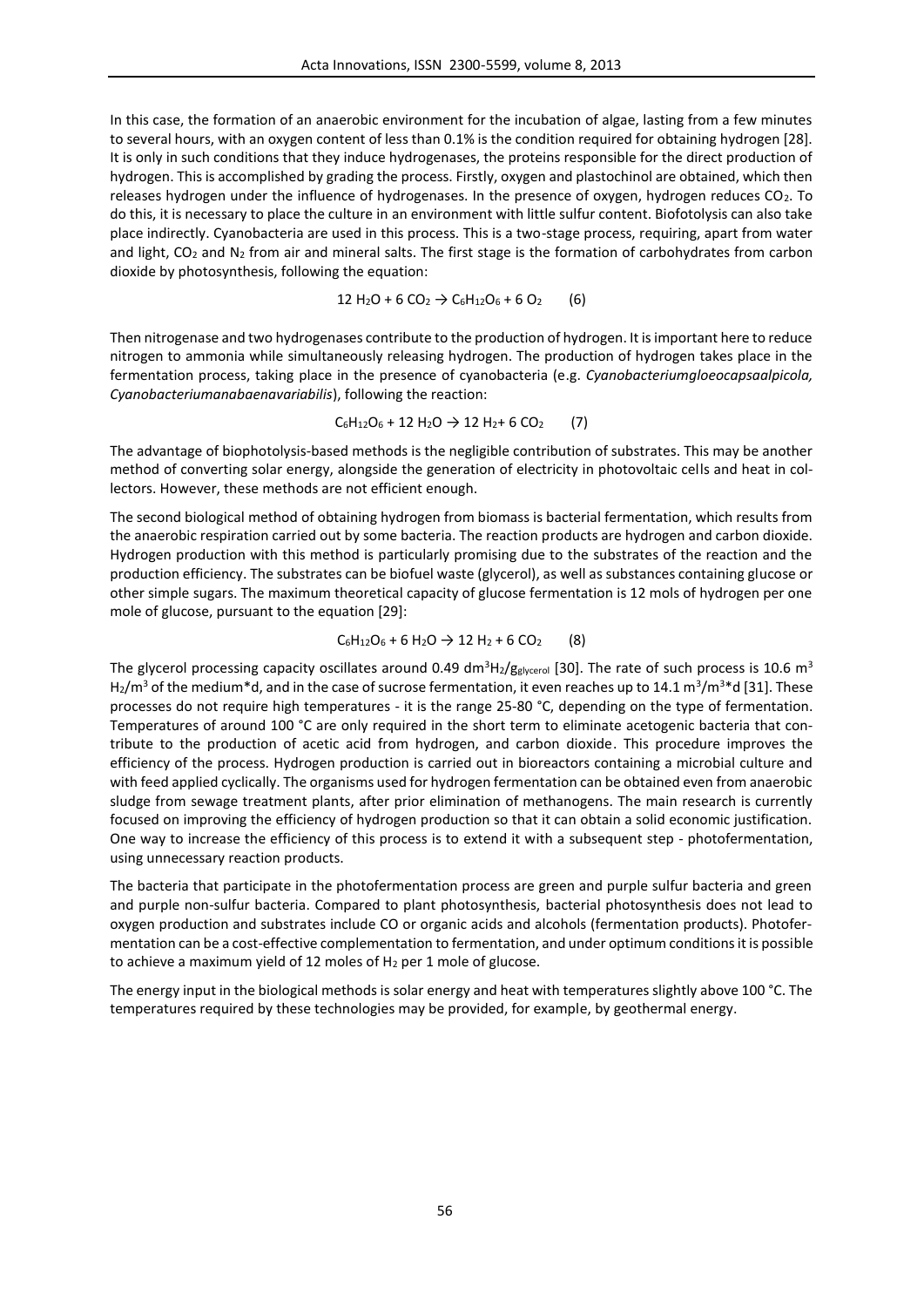In this case, the formation of an anaerobic environment for the incubation of algae, lasting from a few minutes to several hours, with an oxygen content of less than 0.1% is the condition required for obtaining hydrogen [28]. It is only in such conditions that they induce hydrogenases, the proteins responsible for the direct production of hydrogen. This is accomplished by grading the process. Firstly, oxygen and plastochinol are obtained, which then releases hydrogen under the influence of hydrogenases. In the presence of oxygen, hydrogen reduces $CO_2$. To do this, it is necessary to place the culture in an environment with little sulfur content. Biofotolysis can also take place indirectly. Cyanobacteria are used in this process. This is a two-stage process, requiring, apart from water and light, $CO_2$ and $N_2$ from air and mineral salts. The first stage is the formation of carbohydrates from carbon dioxide by photosynthesis, following the equation:

$$12\ H_2O + 6\ CO_2 \rightarrow C_6H_{12}O_6 + 6\ O_2 \qquad (6)$$

Then nitrogenase and two hydrogenases contribute to the production of hydrogen. It is important here to reduce nitrogen to ammonia while simultaneously releasing hydrogen. The production of hydrogen takes place in the fermentation process, taking place in the presence of cyanobacteria (e.g. *Cyanobacteriumgloeocapsaalpicola, Cyanobacteriumanabaenavariabilis*), following the reaction:

$$C_6H_{12}O_6 + 12\ H_2O \rightarrow 12\ H_2 + 6\ CO_2 \qquad (7)$$

The advantage of biophotolysis-based methods is the negligible contribution of substrates. This may be another method of converting solar energy, alongside the generation of electricity in photovoltaic cells and heat in collectors. However, these methods are not efficient enough.

The second biological method of obtaining hydrogen from biomass is bacterial fermentation, which results from the anaerobic respiration carried out by some bacteria. The reaction products are hydrogen and carbon dioxide. Hydrogen production with this method is particularly promising due to the substrates of the reaction and the production efficiency. The substrates can be biofuel waste (glycerol), as well as substances containing glucose or other simple sugars. The maximum theoretical capacity of glucose fermentation is 12 mols of hydrogen per one mole of glucose, pursuant to the equation [29]:

$$C_6H_{12}O_6 + 6\ H_2O \rightarrow 12\ H_2 + 6\ CO_2 \qquad (8)$$

The glycerol processing capacity oscillates around 0.49 $dm^3 H_2/g_{glycerol}$ [30]. The rate of such process is 10.6 $m^3 H_2/m^3$ of the medium*d, and in the case of sucrose fermentation, it even reaches up to 14.1 $m^3/m^3$*d [31]. These processes do not require high temperatures - it is the range 25-80 °C, depending on the type of fermentation. Temperatures of around 100 °C are only required in the short term to eliminate acetogenic bacteria that contribute to the production of acetic acid from hydrogen, and carbon dioxide. This procedure improves the efficiency of the process. Hydrogen production is carried out in bioreactors containing a microbial culture and with feed applied cyclically. The organisms used for hydrogen fermentation can be obtained even from anaerobic sludge from sewage treatment plants, after prior elimination of methanogens. The main research is currently focused on improving the efficiency of hydrogen production so that it can obtain a solid economic justification. One way to increase the efficiency of this process is to extend it with a subsequent step - photofermentation, using unnecessary reaction products.

The bacteria that participate in the photofermentation process are green and purple sulfur bacteria and green and purple non-sulfur bacteria. Compared to plant photosynthesis, bacterial photosynthesis does not lead to oxygen production and substrates include CO or organic acids and alcohols (fermentation products). Photofermentation can be a cost-effective complementation to fermentation, and under optimum conditions it is possible to achieve a maximum yield of 12 moles of $H_2$ per 1 mole of glucose.

The energy input in the biological methods is solar energy and heat with temperatures slightly above 100 °C. The temperatures required by these technologies may be provided, for example, by geothermal energy.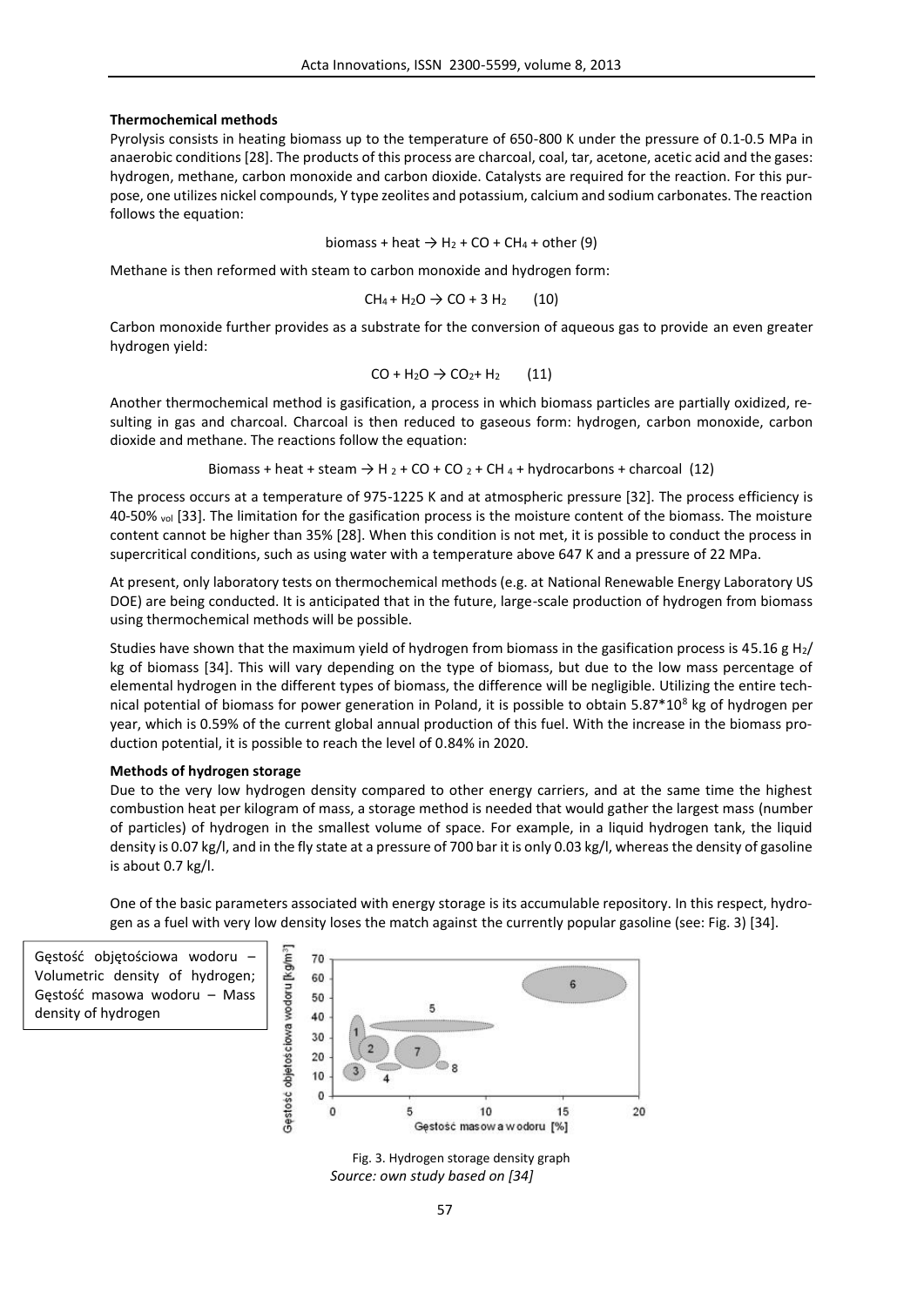**Thermochemical methods**

Pyrolysis consists in heating biomass up to the temperature of 650-800 K under the pressure of 0.1-0.5 MPa in anaerobic conditions [28]. The products of this process are charcoal, coal, tar, acetone, acetic acid and the gases: hydrogen, methane, carbon monoxide and carbon dioxide. Catalysts are required for the reaction. For this purpose, one utilizes nickel compounds, Y type zeolites and potassium, calcium and sodium carbonates. The reaction follows the equation:

$$\text{biomass} + \text{heat} \rightarrow H_2 + CO + CH_4 + \text{other} \quad (9)$$

Methane is then reformed with steam to carbon monoxide and hydrogen form:

$$CH_4 + H_2O \rightarrow CO + 3\,H_2 \quad (10)$$

Carbon monoxide further provides as a substrate for the conversion of aqueous gas to provide an even greater hydrogen yield:

$$CO + H_2O \rightarrow CO_2 + H_2 \quad (11)$$

Another thermochemical method is gasification, a process in which biomass particles are partially oxidized, resulting in gas and charcoal. Charcoal is then reduced to gaseous form: hydrogen, carbon monoxide, carbon dioxide and methane. The reactions follow the equation:

$$\text{Biomass} + \text{heat} + \text{steam} \rightarrow H_2 + CO + CO_2 + CH_4 + \text{hydrocarbons} + \text{charcoal} \quad (12)$$

The process occurs at a temperature of 975-1225 K and at atmospheric pressure [32]. The process efficiency is 40-50% $_{vol}$ [33]. The limitation for the gasification process is the moisture content of the biomass. The moisture content cannot be higher than 35% [28]. When this condition is not met, it is possible to conduct the process in supercritical conditions, such as using water with a temperature above 647 K and a pressure of 22 MPa.

At present, only laboratory tests on thermochemical methods (e.g. at National Renewable Energy Laboratory US DOE) are being conducted. It is anticipated that in the future, large-scale production of hydrogen from biomass using thermochemical methods will be possible.

Studies have shown that the maximum yield of hydrogen from biomass in the gasification process is 45.16 g $H_2$/ kg of biomass [34]. This will vary depending on the type of biomass, but due to the low mass percentage of elemental hydrogen in the different types of biomass, the difference will be negligible. Utilizing the entire technical potential of biomass for power generation in Poland, it is possible to obtain $5.87 \cdot 10^8$ kg of hydrogen per year, which is 0.59% of the current global annual production of this fuel. With the increase in the biomass production potential, it is possible to reach the level of 0.84% in 2020.

**Methods of hydrogen storage**

Due to the very low hydrogen density compared to other energy carriers, and at the same time the highest combustion heat per kilogram of mass, a storage method is needed that would gather the largest mass (number of particles) of hydrogen in the smallest volume of space. For example, in a liquid hydrogen tank, the liquid density is 0.07 kg/l, and in the fly state at a pressure of 700 bar it is only 0.03 kg/l, whereas the density of gasoline is about 0.7 kg/l.

One of the basic parameters associated with energy storage is its accumulable repository. In this respect, hydrogen as a fuel with very low density loses the match against the currently popular gasoline (see: Fig. 3) [34].

Gęstość objętościowa wodoru – Volumetric density of hydrogen; Gęstość masowa wodoru – Mass density of hydrogen

Fig. 3. Hydrogen storage density graph
*Source: own study based on [34]*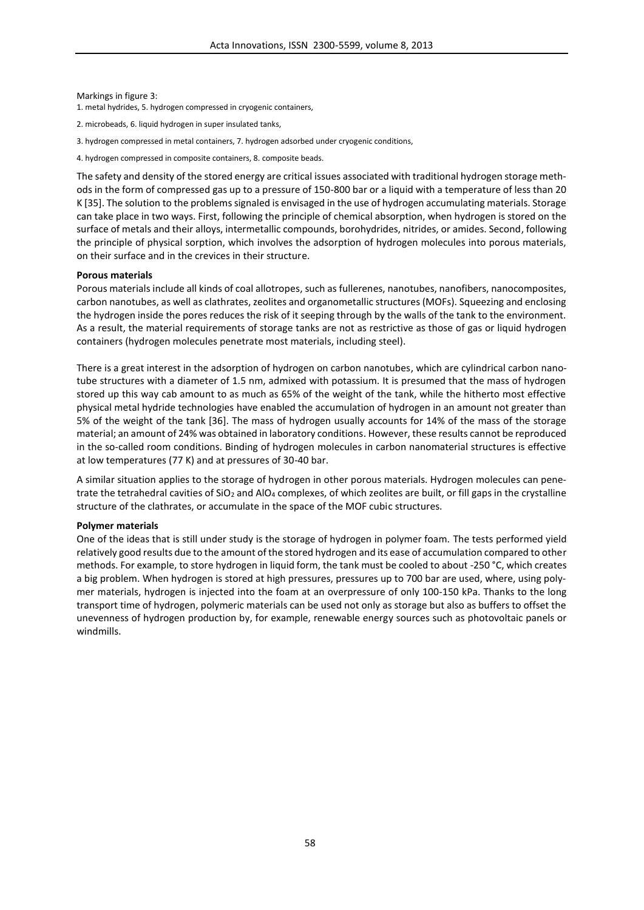Markings in figure 3:

1. metal hydrides, 5. hydrogen compressed in cryogenic containers,
2. microbeads, 6. liquid hydrogen in super insulated tanks,
3. hydrogen compressed in metal containers, 7. hydrogen adsorbed under cryogenic conditions,
4. hydrogen compressed in composite containers, 8. composite beads.

The safety and density of the stored energy are critical issues associated with traditional hydrogen storage methods in the form of compressed gas up to a pressure of 150-800 bar or a liquid with a temperature of less than 20 K [35]. The solution to the problems signaled is envisaged in the use of hydrogen accumulating materials. Storage can take place in two ways. First, following the principle of chemical absorption, when hydrogen is stored on the surface of metals and their alloys, intermetallic compounds, borohydrides, nitrides, or amides. Second, following the principle of physical sorption, which involves the adsorption of hydrogen molecules into porous materials, on their surface and in the crevices in their structure.

**Porous materials**

Porous materials include all kinds of coal allotropes, such as fullerenes, nanotubes, nanofibers, nanocomposites, carbon nanotubes, as well as clathrates, zeolites and organometallic structures (MOFs). Squeezing and enclosing the hydrogen inside the pores reduces the risk of it seeping through by the walls of the tank to the environment. As a result, the material requirements of storage tanks are not as restrictive as those of gas or liquid hydrogen containers (hydrogen molecules penetrate most materials, including steel).

There is a great interest in the adsorption of hydrogen on carbon nanotubes, which are cylindrical carbon nanotube structures with a diameter of 1.5 nm, admixed with potassium. It is presumed that the mass of hydrogen stored up this way cab amount to as much as 65% of the weight of the tank, while the hitherto most effective physical metal hydride technologies have enabled the accumulation of hydrogen in an amount not greater than 5% of the weight of the tank [36]. The mass of hydrogen usually accounts for 14% of the mass of the storage material; an amount of 24% was obtained in laboratory conditions. However, these results cannot be reproduced in the so-called room conditions. Binding of hydrogen molecules in carbon nanomaterial structures is effective at low temperatures (77 K) and at pressures of 30-40 bar.

A similar situation applies to the storage of hydrogen in other porous materials. Hydrogen molecules can penetrate the tetrahedral cavities of $SiO_2$ and $AlO_4$ complexes, of which zeolites are built, or fill gaps in the crystalline structure of the clathrates, or accumulate in the space of the MOF cubic structures.

**Polymer materials**

One of the ideas that is still under study is the storage of hydrogen in polymer foam. The tests performed yield relatively good results due to the amount of the stored hydrogen and its ease of accumulation compared to other methods. For example, to store hydrogen in liquid form, the tank must be cooled to about -250 °C, which creates a big problem. When hydrogen is stored at high pressures, pressures up to 700 bar are used, where, using polymer materials, hydrogen is injected into the foam at an overpressure of only 100-150 kPa. Thanks to the long transport time of hydrogen, polymeric materials can be used not only as storage but also as buffers to offset the unevenness of hydrogen production by, for example, renewable energy sources such as photovoltaic panels or windmills.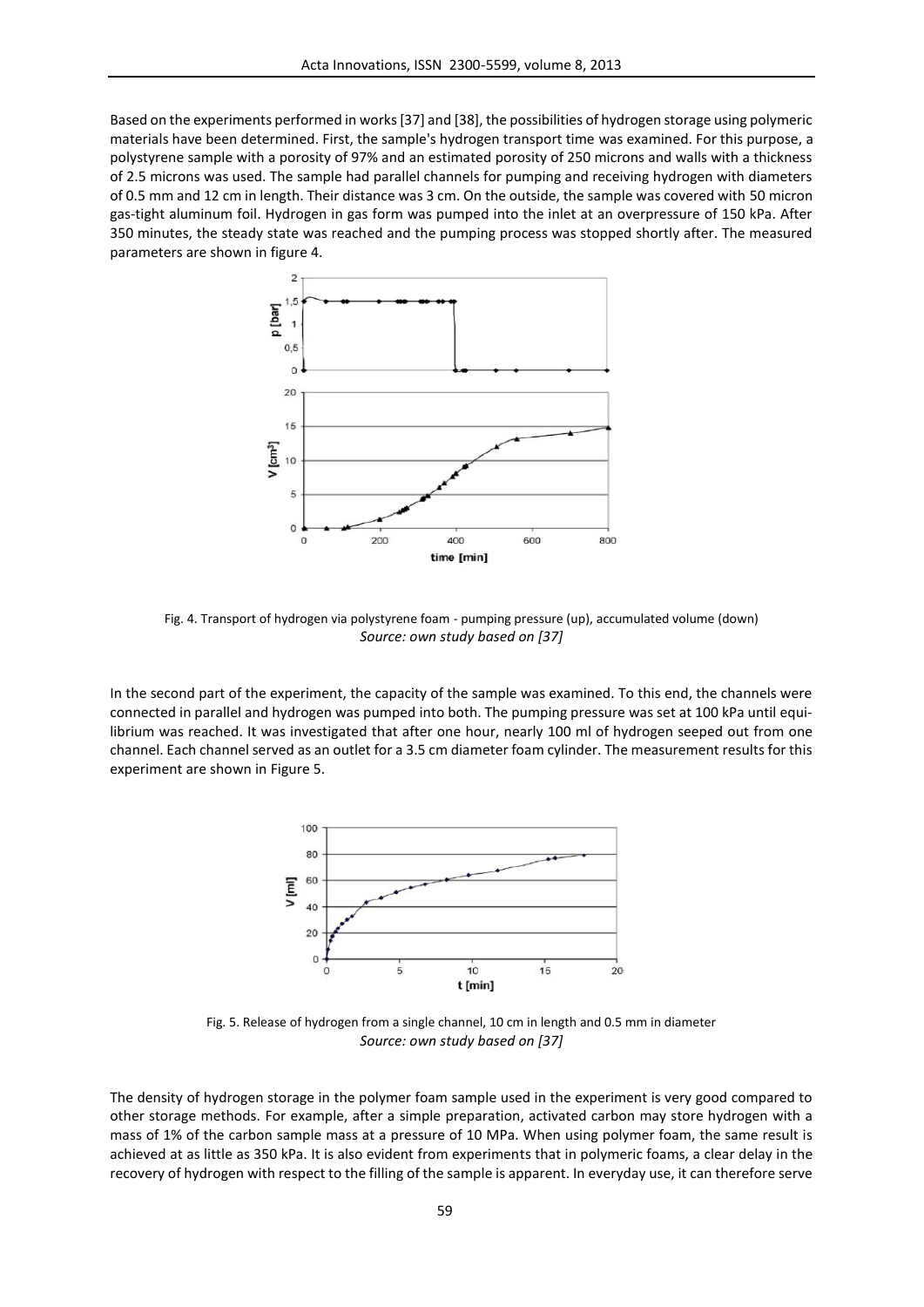Based on the experiments performed in works [37] and [38], the possibilities of hydrogen storage using polymeric materials have been determined. First, the sample's hydrogen transport time was examined. For this purpose, a polystyrene sample with a porosity of 97% and an estimated porosity of 250 microns and walls with a thickness of 2.5 microns was used. The sample had parallel channels for pumping and receiving hydrogen with diameters of 0.5 mm and 12 cm in length. Their distance was 3 cm. On the outside, the sample was covered with 50 micron gas-tight aluminum foil. Hydrogen in gas form was pumped into the inlet at an overpressure of 150 kPa. After 350 minutes, the steady state was reached and the pumping process was stopped shortly after. The measured parameters are shown in figure 4.

Fig. 4. Transport of hydrogen via polystyrene foam - pumping pressure (up), accumulated volume (down)
*Source: own study based on [37]*

In the second part of the experiment, the capacity of the sample was examined. To this end, the channels were connected in parallel and hydrogen was pumped into both. The pumping pressure was set at 100 kPa until equilibrium was reached. It was investigated that after one hour, nearly 100 ml of hydrogen seeped out from one channel. Each channel served as an outlet for a 3.5 cm diameter foam cylinder. The measurement results for this experiment are shown in Figure 5.

Fig. 5. Release of hydrogen from a single channel, 10 cm in length and 0.5 mm in diameter
*Source: own study based on [37]*

The density of hydrogen storage in the polymer foam sample used in the experiment is very good compared to other storage methods. For example, after a simple preparation, activated carbon may store hydrogen with a mass of 1% of the carbon sample mass at a pressure of 10 MPa. When using polymer foam, the same result is achieved at as little as 350 kPa. It is also evident from experiments that in polymeric foams, a clear delay in the recovery of hydrogen with respect to the filling of the sample is apparent. In everyday use, it can therefore serve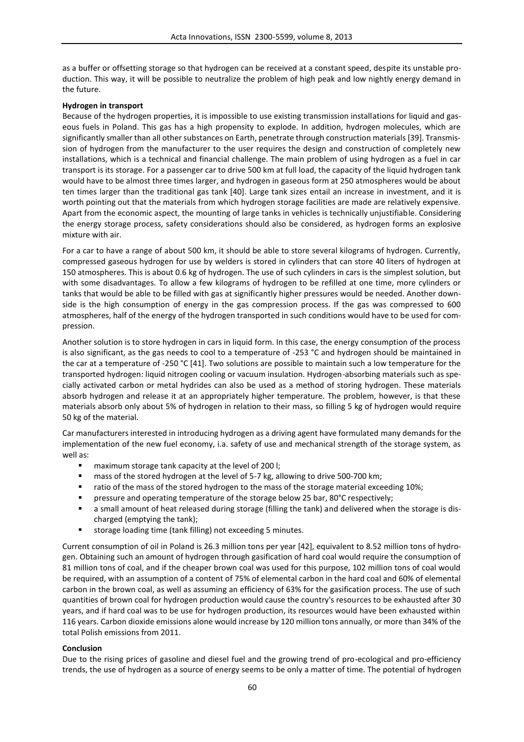as a buffer or offsetting storage so that hydrogen can be received at a constant speed, despite its unstable production. This way, it will be possible to neutralize the problem of high peak and low nightly energy demand in the future.

**Hydrogen in transport**

Because of the hydrogen properties, it is impossible to use existing transmission installations for liquid and gaseous fuels in Poland. This gas has a high propensity to explode. In addition, hydrogen molecules, which are significantly smaller than all other substances on Earth, penetrate through construction materials [39]. Transmission of hydrogen from the manufacturer to the user requires the design and construction of completely new installations, which is a technical and financial challenge. The main problem of using hydrogen as a fuel in car transport is its storage. For a passenger car to drive 500 km at full load, the capacity of the liquid hydrogen tank would have to be almost three times larger, and hydrogen in gaseous form at 250 atmospheres would be about ten times larger than the traditional gas tank [40]. Large tank sizes entail an increase in investment, and it is worth pointing out that the materials from which hydrogen storage facilities are made are relatively expensive. Apart from the economic aspect, the mounting of large tanks in vehicles is technically unjustifiable. Considering the energy storage process, safety considerations should also be considered, as hydrogen forms an explosive mixture with air.

For a car to have a range of about 500 km, it should be able to store several kilograms of hydrogen. Currently, compressed gaseous hydrogen for use by welders is stored in cylinders that can store 40 liters of hydrogen at 150 atmospheres. This is about 0.6 kg of hydrogen. The use of such cylinders in cars is the simplest solution, but with some disadvantages. To allow a few kilograms of hydrogen to be refilled at one time, more cylinders or tanks that would be able to be filled with gas at significantly higher pressures would be needed. Another downside is the high consumption of energy in the gas compression process. If the gas was compressed to 600 atmospheres, half of the energy of the hydrogen transported in such conditions would have to be used for compression.

Another solution is to store hydrogen in cars in liquid form. In this case, the energy consumption of the process is also significant, as the gas needs to cool to a temperature of -253 °C and hydrogen should be maintained in the car at a temperature of -250 °C [41]. Two solutions are possible to maintain such a low temperature for the transported hydrogen: liquid nitrogen cooling or vacuum insulation. Hydrogen-absorbing materials such as specially activated carbon or metal hydrides can also be used as a method of storing hydrogen. These materials absorb hydrogen and release it at an appropriately higher temperature. The problem, however, is that these materials absorb only about 5% of hydrogen in relation to their mass, so filling 5 kg of hydrogen would require 50 kg of the material.

Car manufacturers interested in introducing hydrogen as a driving agent have formulated many demands for the implementation of the new fuel economy, i.a. safety of use and mechanical strength of the storage system, as well as:

- maximum storage tank capacity at the level of 200 l;
- mass of the stored hydrogen at the level of 5-7 kg, allowing to drive 500-700 km;
- ratio of the mass of the stored hydrogen to the mass of the storage material exceeding 10%;
- pressure and operating temperature of the storage below 25 bar, 80°C respectively;
- a small amount of heat released during storage (filling the tank) and delivered when the storage is discharged (emptying the tank);
- storage loading time (tank filling) not exceeding 5 minutes.

Current consumption of oil in Poland is 26.3 million tons per year [42], equivalent to 8.52 million tons of hydrogen. Obtaining such an amount of hydrogen through gasification of hard coal would require the consumption of 81 million tons of coal, and if the cheaper brown coal was used for this purpose, 102 million tons of coal would be required, with an assumption of a content of 75% of elemental carbon in the hard coal and 60% of elemental carbon in the brown coal, as well as assuming an efficiency of 63% for the gasification process. The use of such quantities of brown coal for hydrogen production would cause the country's resources to be exhausted after 30 years, and if hard coal was to be use for hydrogen production, its resources would have been exhausted within 116 years. Carbon dioxide emissions alone would increase by 120 million tons annually, or more than 34% of the total Polish emissions from 2011.

**Conclusion**

Due to the rising prices of gasoline and diesel fuel and the growing trend of pro-ecological and pro-efficiency trends, the use of hydrogen as a source of energy seems to be only a matter of time. The potential of hydrogen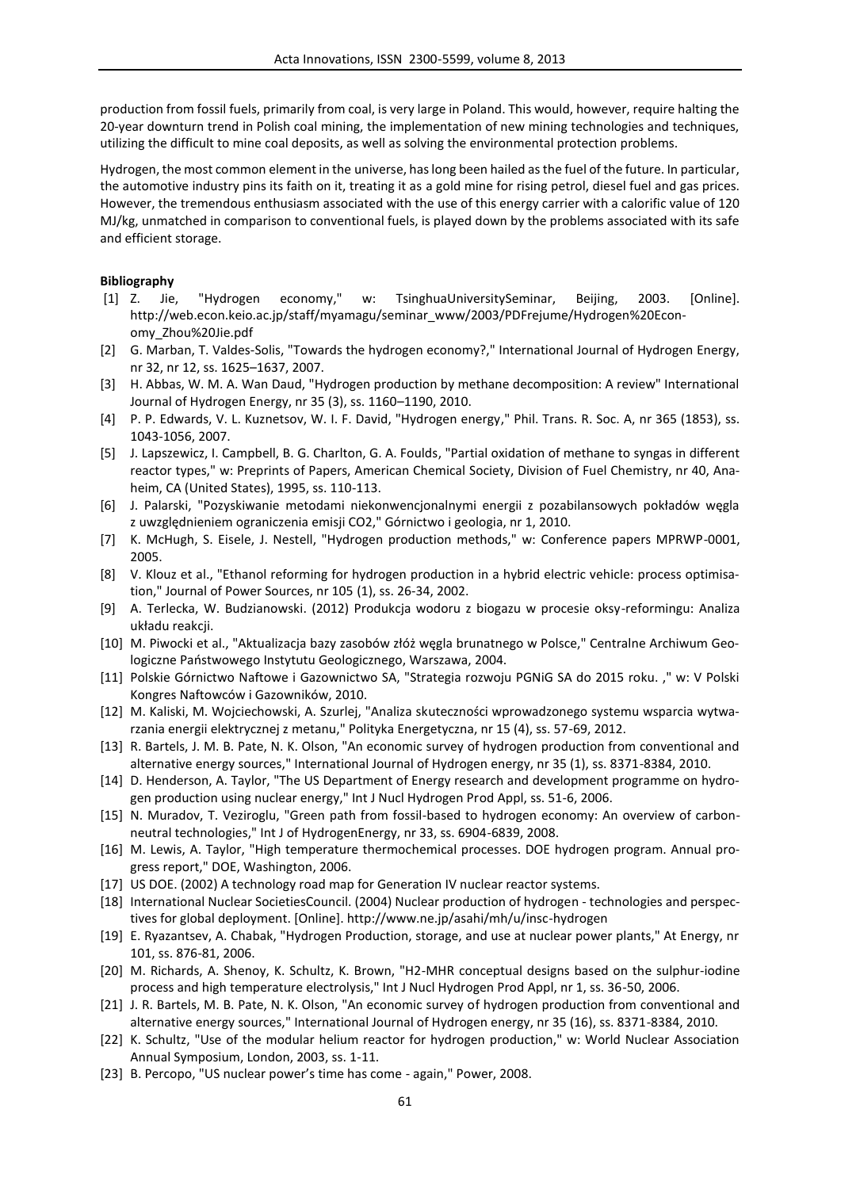production from fossil fuels, primarily from coal, is very large in Poland. This would, however, require halting the 20-year downturn trend in Polish coal mining, the implementation of new mining technologies and techniques, utilizing the difficult to mine coal deposits, as well as solving the environmental protection problems.

Hydrogen, the most common element in the universe, has long been hailed as the fuel of the future. In particular, the automotive industry pins its faith on it, treating it as a gold mine for rising petrol, diesel fuel and gas prices. However, the tremendous enthusiasm associated with the use of this energy carrier with a calorific value of 120 MJ/kg, unmatched in comparison to conventional fuels, is played down by the problems associated with its safe and efficient storage.

**Bibliography**

[1] Z. Jie, "Hydrogen economy," w: TsinghuaUniversitySeminar, Beijing, 2003. [Online]. http://web.econ.keio.ac.jp/staff/myamagu/seminar_www/2003/PDFrejume/Hydrogen%20Economy_Zhou%20Jie.pdf

[2] G. Marban, T. Valdes-Solis, "Towards the hydrogen economy?," International Journal of Hydrogen Energy, nr 32, nr 12, ss. 1625–1637, 2007.

[3] H. Abbas, W. M. A. Wan Daud, "Hydrogen production by methane decomposition: A review" International Journal of Hydrogen Energy, nr 35 (3), ss. 1160–1190, 2010.

[4] P. P. Edwards, V. L. Kuznetsov, W. I. F. David, "Hydrogen energy," Phil. Trans. R. Soc. A, nr 365 (1853), ss. 1043-1056, 2007.

[5] J. Lapszewicz, I. Campbell, B. G. Charlton, G. A. Foulds, "Partial oxidation of methane to syngas in different reactor types," w: Preprints of Papers, American Chemical Society, Division of Fuel Chemistry, nr 40, Anaheim, CA (United States), 1995, ss. 110-113.

[6] J. Palarski, "Pozyskiwanie metodami niekonwencjonalnymi energii z pozabilansowych pokładów węgla z uwzględnieniem ograniczenia emisji CO2," Górnictwo i geologia, nr 1, 2010.

[7] K. McHugh, S. Eisele, J. Nestell, "Hydrogen production methods," w: Conference papers MPRWP-0001, 2005.

[8] V. Klouz et al., "Ethanol reforming for hydrogen production in a hybrid electric vehicle: process optimisation," Journal of Power Sources, nr 105 (1), ss. 26-34, 2002.

[9] A. Terlecka, W. Budzianowski. (2012) Produkcja wodoru z biogazu w procesie oksy-reformingu: Analiza układu reakcji.

[10] M. Piwocki et al., "Aktualizacja bazy zasobów złóż węgla brunatnego w Polsce," Centralne Archiwum Geologiczne Państwowego Instytutu Geologicznego, Warszawa, 2004.

[11] Polskie Górnictwo Naftowe i Gazownictwo SA, "Strategia rozwoju PGNiG SA do 2015 roku. ," w: V Polski Kongres Naftowców i Gazowników, 2010.

[12] M. Kaliski, M. Wojciechowski, A. Szurlej, "Analiza skuteczności wprowadzonego systemu wsparcia wytwarzania energii elektrycznej z metanu," Polityka Energetyczna, nr 15 (4), ss. 57-69, 2012.

[13] R. Bartels, J. M. B. Pate, N. K. Olson, "An economic survey of hydrogen production from conventional and alternative energy sources," International Journal of Hydrogen energy, nr 35 (1), ss. 8371-8384, 2010.

[14] D. Henderson, A. Taylor, "The US Department of Energy research and development programme on hydrogen production using nuclear energy," Int J Nucl Hydrogen Prod Appl, ss. 51-6, 2006.

[15] N. Muradov, T. Veziroglu, "Green path from fossil-based to hydrogen economy: An overview of carbon-neutral technologies," Int J of HydrogenEnergy, nr 33, ss. 6904-6839, 2008.

[16] M. Lewis, A. Taylor, "High temperature thermochemical processes. DOE hydrogen program. Annual progress report," DOE, Washington, 2006.

[17] US DOE. (2002) A technology road map for Generation IV nuclear reactor systems.

[18] International Nuclear SocietiesCouncil. (2004) Nuclear production of hydrogen - technologies and perspectives for global deployment. [Online]. http://www.ne.jp/asahi/mh/u/insc-hydrogen

[19] E. Ryazantsev, A. Chabak, "Hydrogen Production, storage, and use at nuclear power plants," At Energy, nr 101, ss. 876-81, 2006.

[20] M. Richards, A. Shenoy, K. Schultz, K. Brown, "H2-MHR conceptual designs based on the sulphur-iodine process and high temperature electrolysis," Int J Nucl Hydrogen Prod Appl, nr 1, ss. 36-50, 2006.

[21] J. R. Bartels, M. B. Pate, N. K. Olson, "An economic survey of hydrogen production from conventional and alternative energy sources," International Journal of Hydrogen energy, nr 35 (16), ss. 8371-8384, 2010.

[22] K. Schultz, "Use of the modular helium reactor for hydrogen production," w: World Nuclear Association Annual Symposium, London, 2003, ss. 1-11.

[23] B. Percopo, "US nuclear power's time has come - again," Power, 2008.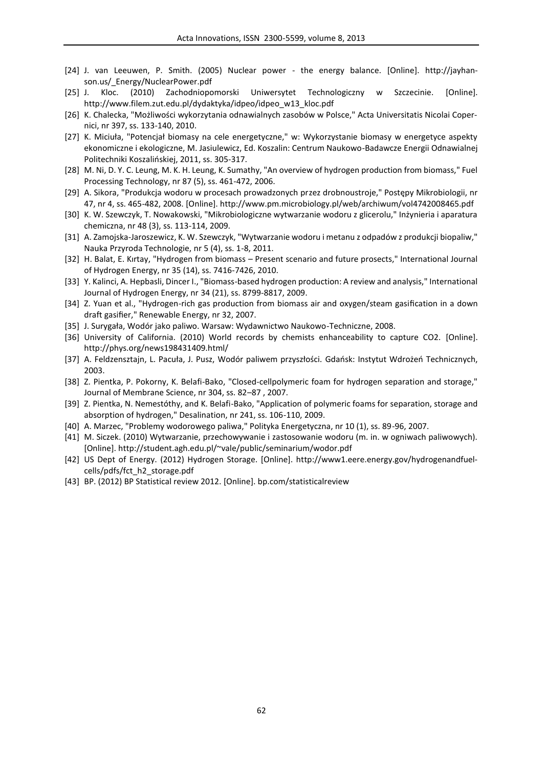[24] J. van Leeuwen, P. Smith. (2005) Nuclear power - the energy balance. [Online]. http://jayhanson.us/_Energy/NuclearPower.pdf

[25] J. Kloc. (2010) Zachodniopomorski Uniwersytet Technologiczny w Szczecinie. [Online]. http://www.filem.zut.edu.pl/dydaktyka/idpeo/idpeo_w13_kloc.pdf

[26] K. Chalecka, "Możliwości wykorzytania odnawialnych zasobów w Polsce," Acta Universitatis Nicolai Copernici, nr 397, ss. 133-140, 2010.

[27] K. Miciuła, "Potencjał biomasy na cele energetyczne," w: Wykorzystanie biomasy w energetyce aspekty ekonomiczne i ekologiczne, M. Jasiulewicz, Ed. Koszalin: Centrum Naukowo-Badawcze Energii Odnawialnej Politechniki Koszalińskiej, 2011, ss. 305-317.

[28] M. Ni, D. Y. C. Leung, M. K. H. Leung, K. Sumathy, "An overview of hydrogen production from biomass," Fuel Processing Technology, nr 87 (5), ss. 461-472, 2006.

[29] A. Sikora, "Produkcja wodoru w procesach prowadzonych przez drobnoustroje," Postępy Mikrobiologii, nr 47, nr 4, ss. 465-482, 2008. [Online]. http://www.pm.microbiology.pl/web/archiwum/vol4742008465.pdf

[30] K. W. Szewczyk, T. Nowakowski, "Mikrobiologiczne wytwarzanie wodoru z glicerolu," Inżynieria i aparatura chemiczna, nr 48 (3), ss. 113-114, 2009.

[31] A. Zamojska-Jaroszewicz, K. W. Szewczyk, "Wytwarzanie wodoru i metanu z odpadów z produkcji biopaliw," Nauka Przyroda Technologie, nr 5 (4), ss. 1-8, 2011.

[32] H. Balat, E. Kırtay, "Hydrogen from biomass – Present scenario and future prosects," International Journal of Hydrogen Energy, nr 35 (14), ss. 7416-7426, 2010.

[33] Y. Kalinci, A. Hepbasli, Dincer I., "Biomass-based hydrogen production: A review and analysis," International Journal of Hydrogen Energy, nr 34 (21), ss. 8799-8817, 2009.

[34] Z. Yuan et al., "Hydrogen-rich gas production from biomass air and oxygen/steam gasification in a down draft gasifier," Renewable Energy, nr 32, 2007.

[35] J. Surygała, Wodór jako paliwo. Warsaw: Wydawnictwo Naukowo-Techniczne, 2008.

[36] University of California. (2010) World records by chemists enhanceability to capture CO2. [Online]. http://phys.org/news198431409.html/

[37] A. Feldzensztajn, L. Pacuła, J. Pusz, Wodór paliwem przyszłości. Gdańsk: Instytut Wdrożeń Technicznych, 2003.

[38] Z. Pientka, P. Pokorny, K. Belafi-Bako, "Closed-cellpolymeric foam for hydrogen separation and storage," Journal of Membrane Science, nr 304, ss. 82–87 , 2007.

[39] Z. Pientka, N. Nemestóthy, and K. Belafi-Bako, "Application of polymeric foams for separation, storage and absorption of hydrogen," Desalination, nr 241, ss. 106-110, 2009.

[40] A. Marzec, "Problemy wodorowego paliwa," Polityka Energetyczna, nr 10 (1), ss. 89-96, 2007.

[41] M. Siczek. (2010) Wytwarzanie, przechowywanie i zastosowanie wodoru (m. in. w ogniwach paliwowych). [Online]. http://student.agh.edu.pl/~vale/public/seminarium/wodor.pdf

[42] US Dept of Energy. (2012) Hydrogen Storage. [Online]. http://www1.eere.energy.gov/hydrogenandfuelcells/pdfs/fct_h2_storage.pdf

[43] BP. (2012) BP Statistical review 2012. [Online]. bp.com/statisticalreview